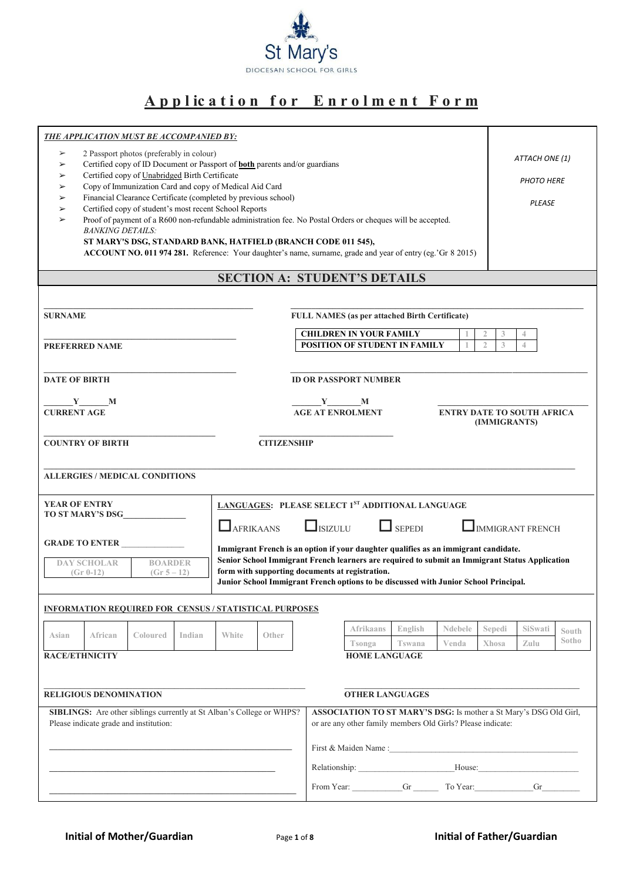St Mary's

DIOCESAN SCHOOL FOR GIRLS

# Application for Enrolment Form

***THE APPLICATION MUST BE ACCOMPANIED BY:***

- 2 Passport photos (preferably in colour)
- Certified copy of ID Document or Passport of **both** parents and/or guardians
- Certified copy of Unabridged Birth Certificate
- Copy of Immunization Card and copy of Medical Aid Card
- Financial Clearance Certificate (completed by previous school)
- Certified copy of student's most recent School Reports
- Proof of payment of a R600 non-refundable administration fee. No Postal Orders or cheques will be accepted.
  *BANKING DETAILS:*
  **ST MARY'S DSG, STANDARD BANK, HATFIELD (BRANCH CODE 011 545),**
  **ACCOUNT NO. 011 974 281.** Reference: Your daughter's name, surname, grade and year of entry (eg.'Gr 8 2015)

*ATTACH ONE (1) PHOTO HERE PLEASE*

## SECTION A: STUDENT'S DETAILS

**SURNAME** ______________________________

**FULL NAMES (as per attached Birth Certificate)** ______________________________

**PREFERRED NAME** ______________________________

| | | | | |
|---|---|---|---|---|
| **CHILDREN IN YOUR FAMILY** | 1 | 2 | 3 | 4 |
| **POSITION OF STUDENT IN FAMILY** | 1 | 2 | 3 | 4 |

**DATE OF BIRTH** ______________________________

**ID OR PASSPORT NUMBER** ______________________________

**CURRENT AGE** ______Y______M

**AGE AT ENROLMENT** ______Y______M

**ENTRY DATE TO SOUTH AFRICA (IMMIGRANTS)** ______________________________

**COUNTRY OF BIRTH** ______________________________

**CITIZENSHIP** ______________________________

**ALLERGIES / MEDICAL CONDITIONS** ______________________________

**YEAR OF ENTRY TO ST MARY'S DSG**______________

**GRADE TO ENTER** ______________

| DAY SCHOLAR (Gr 0-12) | BOARDER (Gr 5 – 12) |
|---|---|

**LANGUAGES: PLEASE SELECT 1ST ADDITIONAL LANGUAGE**

☐ AFRIKAANS ☐ ISIZULU ☐ SEPEDI ☐ IMMIGRANT FRENCH

**Immigrant French is an option if your daughter qualifies as an immigrant candidate.**
**Senior School Immigrant French learners are required to submit an Immigrant Status Application form with supporting documents at registration.**
**Junior School Immigrant French options to be discussed with Junior School Principal.**

**INFORMATION REQUIRED FOR CENSUS / STATISTICAL PURPOSES**

**RACE/ETHNICITY**

| Asian | African | Coloured | Indian | White | Other |
|---|---|---|---|---|---|

**HOME LANGUAGE**

| Afrikaans | English | Ndebele | Sepedi | SiSwati | South Sotho |
|---|---|---|---|---|---|
| Tsonga | Tswana | Venda | Xhosa | Zulu | |

**RELIGIOUS DENOMINATION** ______________________________

**OTHER LANGUAGES** ______________________________

**SIBLINGS:** Are other siblings currently at St Alban's College or WHPS? Please indicate grade and institution:

______________________________

______________________________

______________________________

**ASSOCIATION TO ST MARY'S DSG:** Is mother a St Mary's DSG Old Girl, or are any other family members Old Girls? Please indicate:

First & Maiden Name :______________________________

Relationship: ______________________House:______________________

From Year: ___________Gr ______ To Year:_____________Gr________

**Initial of Mother/Guardian** **Initial of Father/Guardian**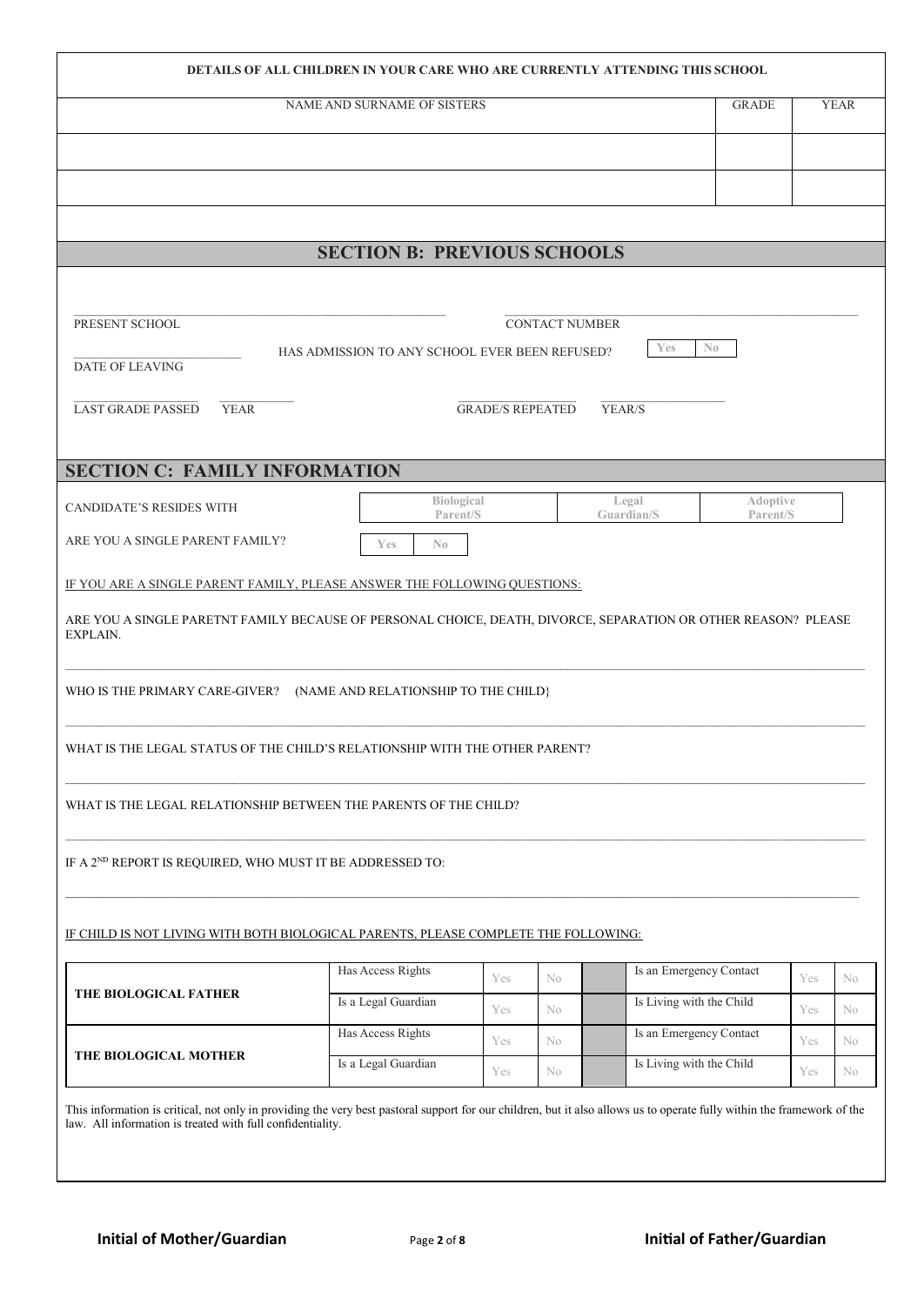| DETAILS OF ALL CHILDREN IN YOUR CARE WHO ARE CURRENTLY ATTENDING THIS SCHOOL | | |
|---|---|---|
| NAME AND SURNAME OF SISTERS | GRADE | YEAR |
| | | |
| | | |

## SECTION B: PREVIOUS SCHOOLS

PRESENT SCHOOL ______________________ CONTACT NUMBER ______________________

DATE OF LEAVING ______________________ HAS ADMISSION TO ANY SCHOOL EVER BEEN REFUSED? Yes | No

LAST GRADE PASSED ________ YEAR ________ GRADE/S REPEATED ________ YEAR/S ________

## SECTION C: FAMILY INFORMATION

CANDIDATE'S RESIDES WITH: Biological Parent/S | Legal Guardian/S | Adoptive Parent/S

ARE YOU A SINGLE PARENT FAMILY? Yes | No

IF YOU ARE A SINGLE PARENT FAMILY, PLEASE ANSWER THE FOLLOWING QUESTIONS:

ARE YOU A SINGLE PARETNT FAMILY BECAUSE OF PERSONAL CHOICE, DEATH, DIVORCE, SEPARATION OR OTHER REASON? PLEASE EXPLAIN.

______________________________________________________________________________

WHO IS THE PRIMARY CARE-GIVER? (NAME AND RELATIONSHIP TO THE CHILD}

______________________________________________________________________________

WHAT IS THE LEGAL STATUS OF THE CHILD'S RELATIONSHIP WITH THE OTHER PARENT?

______________________________________________________________________________

WHAT IS THE LEGAL RELATIONSHIP BETWEEN THE PARENTS OF THE CHILD?

______________________________________________________________________________

IF A 2ND REPORT IS REQUIRED, WHO MUST IT BE ADDRESSED TO:

______________________________________________________________________________

IF CHILD IS NOT LIVING WITH BOTH BIOLOGICAL PARENTS, PLEASE COMPLETE THE FOLLOWING:

| | | | | | | | |
|---|---|---|---|---|---|---|---|
| **THE BIOLOGICAL FATHER** | Has Access Rights | Yes | No | Is an Emergency Contact | Yes | No |
| | Is a Legal Guardian | Yes | No | Is Living with the Child | Yes | No |
| **THE BIOLOGICAL MOTHER** | Has Access Rights | Yes | No | Is an Emergency Contact | Yes | No |
| | Is a Legal Guardian | Yes | No | Is Living with the Child | Yes | No |

This information is critical, not only in providing the very best pastoral support for our children, but it also allows us to operate fully within the framework of the law. All information is treated with full confidentiality.

**Initial of Mother/Guardian** **Initial of Father/Guardian**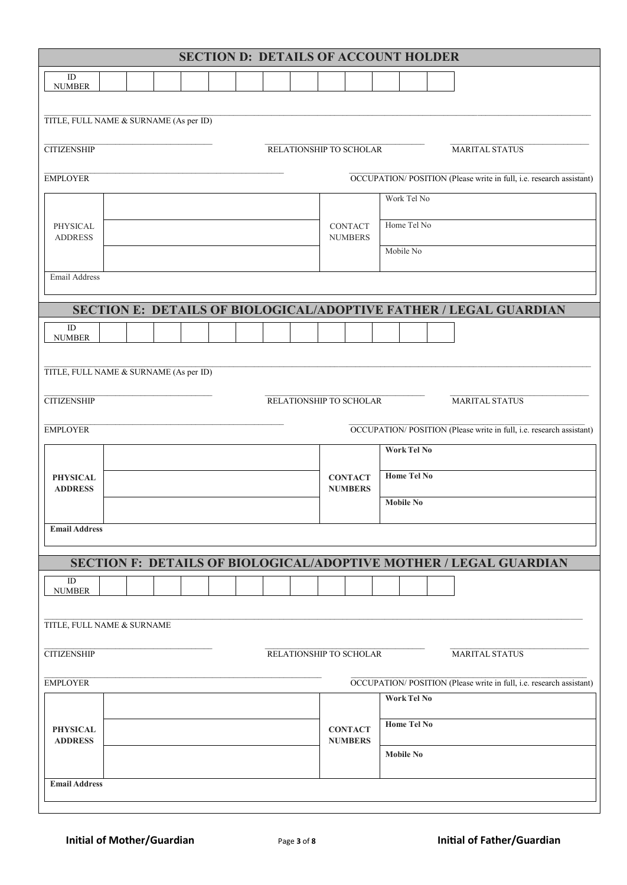## SECTION D: DETAILS OF ACCOUNT HOLDER

| ID NUMBER | | | | | | | | | | | | | |
|---|---|---|---|---|---|---|---|---|---|---|---|---|---|

TITLE, FULL NAME & SURNAME (As per ID)

CITIZENSHIP | RELATIONSHIP TO SCHOLAR | MARITAL STATUS

EMPLOYER | OCCUPATION/ POSITION (Please write in full, i.e. research assistant)

| PHYSICAL ADDRESS | | CONTACT NUMBERS | Work Tel No |
|---|---|---|---|
| | | | Home Tel No |
| | | | Mobile No |
| Email Address | | | |

## SECTION E: DETAILS OF BIOLOGICAL/ADOPTIVE FATHER / LEGAL GUARDIAN

| ID NUMBER | | | | | | | | | | | | | |
|---|---|---|---|---|---|---|---|---|---|---|---|---|---|

TITLE, FULL NAME & SURNAME (As per ID)

CITIZENSHIP | RELATIONSHIP TO SCHOLAR | MARITAL STATUS

EMPLOYER | OCCUPATION/ POSITION (Please write in full, i.e. research assistant)

| **PHYSICAL ADDRESS** | | **CONTACT NUMBERS** | **Work Tel No** |
|---|---|---|---|
| | | | **Home Tel No** |
| | | | **Mobile No** |
| **Email Address** | | | |

## SECTION F: DETAILS OF BIOLOGICAL/ADOPTIVE MOTHER / LEGAL GUARDIAN

| ID NUMBER | | | | | | | | | | | | | |
|---|---|---|---|---|---|---|---|---|---|---|---|---|---|

TITLE, FULL NAME & SURNAME

CITIZENSHIP | RELATIONSHIP TO SCHOLAR | MARITAL STATUS

EMPLOYER | OCCUPATION/ POSITION (Please write in full, i.e. research assistant)

| **PHYSICAL ADDRESS** | | **CONTACT NUMBERS** | **Work Tel No** |
|---|---|---|---|
| | | | **Home Tel No** |
| | | | **Mobile No** |
| **Email Address** | | | |

**Initial of Mother/Guardian** **Initial of Father/Guardian**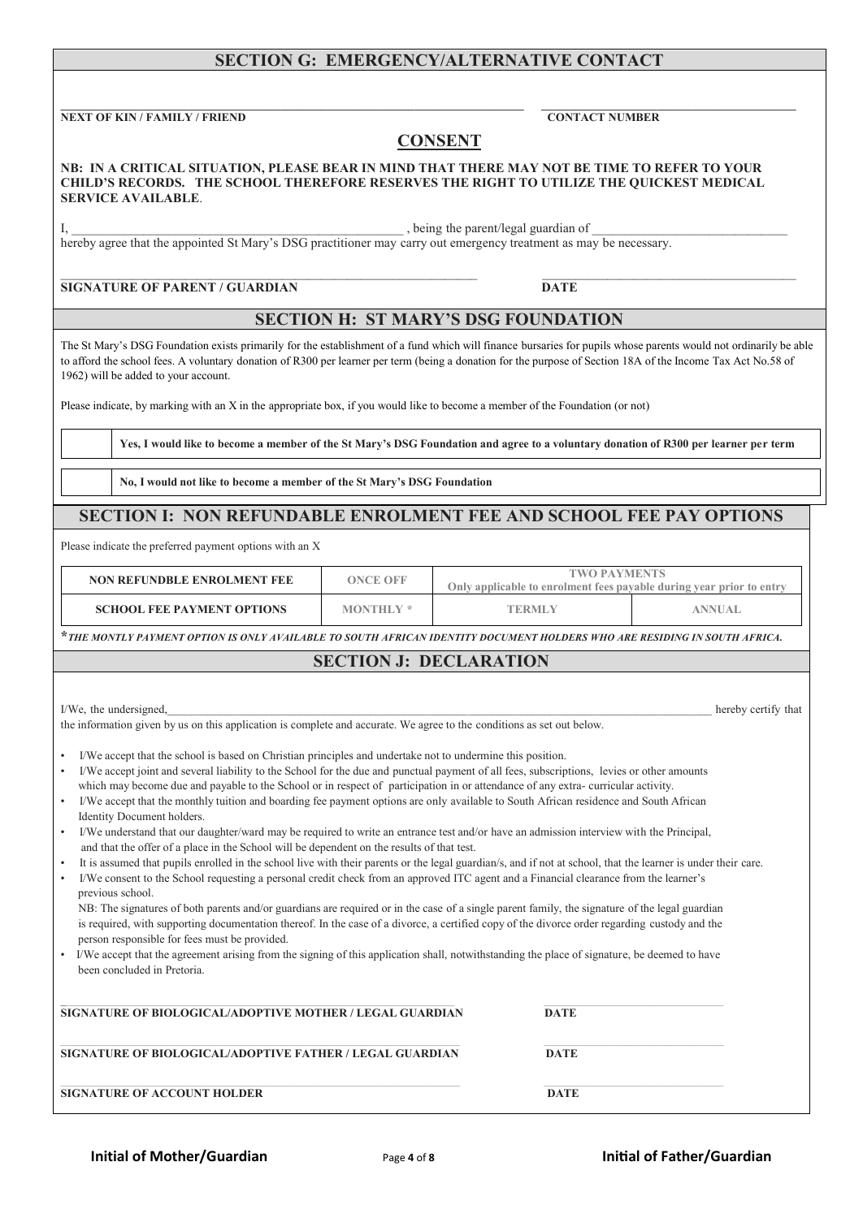## SECTION G: EMERGENCY/ALTERNATIVE CONTACT

______________________________________________________________ ______________________________

**NEXT OF KIN / FAMILY / FRIEND** **CONTACT NUMBER**

## CONSENT

**NB: IN A CRITICAL SITUATION, PLEASE BEAR IN MIND THAT THERE MAY NOT BE TIME TO REFER TO YOUR CHILD'S RECORDS. THE SCHOOL THEREFORE RESERVES THE RIGHT TO UTILIZE THE QUICKEST MEDICAL SERVICE AVAILABLE**.

I, ______________________________________________ , being the parent/legal guardian of ___________________________ hereby agree that the appointed St Mary's DSG practitioner may carry out emergency treatment as may be necessary.

______________________________________________ ______________________________

**SIGNATURE OF PARENT / GUARDIAN** **DATE**

## SECTION H: ST MARY'S DSG FOUNDATION

The St Mary's DSG Foundation exists primarily for the establishment of a fund which will finance bursaries for pupils whose parents would not ordinarily be able to afford the school fees. A voluntary donation of R300 per learner per term (being a donation for the purpose of Section 18A of the Income Tax Act No.58 of 1962) will be added to your account.

Please indicate, by marking with an X in the appropriate box, if you would like to become a member of the Foundation (or not)

| | |
|---|---|
| | **Yes, I would like to become a member of the St Mary's DSG Foundation and agree to a voluntary donation of R300 per learner per term** |
| | **No, I would not like to become a member of the St Mary's DSG Foundation** |

## SECTION I: NON REFUNDABLE ENROLMENT FEE AND SCHOOL FEE PAY OPTIONS

Please indicate the preferred payment options with an X

| | | | |
|---|---|---|---|
| **NON REFUNDBLE ENROLMENT FEE** | **ONCE OFF** | **TWO PAYMENTS** Only applicable to enrolment fees payable during year prior to entry | |
| **SCHOOL FEE PAYMENT OPTIONS** | **MONTHLY \*** | **TERMLY** | **ANNUAL** |

***THE MONTLY PAYMENT OPTION IS ONLY AVAILABLE TO SOUTH AFRICAN IDENTITY DOCUMENT HOLDERS WHO ARE RESIDING IN SOUTH AFRICA.***

## SECTION J: DECLARATION

I/We, the undersigned,______________________________________________________________________ hereby certify that the information given by us on this application is complete and accurate. We agree to the conditions as set out below.

- I/We accept that the school is based on Christian principles and undertake not to undermine this position.
- I/We accept joint and several liability to the School for the due and punctual payment of all fees, subscriptions, levies or other amounts which may become due and payable to the School or in respect of participation in or attendance of any extra- curricular activity.
- I/We accept that the monthly tuition and boarding fee payment options are only available to South African residence and South African Identity Document holders.
- I/We understand that our daughter/ward may be required to write an entrance test and/or have an admission interview with the Principal, and that the offer of a place in the School will be dependent on the results of that test.
- It is assumed that pupils enrolled in the school live with their parents or the legal guardian/s, and if not at school, that the learner is under their care.
- I/We consent to the School requesting a personal credit check from an approved ITC agent and a Financial clearance from the learner's previous school.
  NB: The signatures of both parents and/or guardians are required or in the case of a single parent family, the signature of the legal guardian is required, with supporting documentation thereof. In the case of a divorce, a certified copy of the divorce order regarding custody and the person responsible for fees must be provided.
- I/We accept that the agreement arising from the signing of this application shall, notwithstanding the place of signature, be deemed to have been concluded in Pretoria.

______________________________________________ ______________________________

**SIGNATURE OF BIOLOGICAL/ADOPTIVE MOTHER / LEGAL GUARDIAN** **DATE**

______________________________________________ ______________________________

**SIGNATURE OF BIOLOGICAL/ADOPTIVE FATHER / LEGAL GUARDIAN** **DATE**

______________________________________________ ______________________________

**SIGNATURE OF ACCOUNT HOLDER** **DATE**

**Initial of Mother/Guardian** **Initial of Father/Guardian**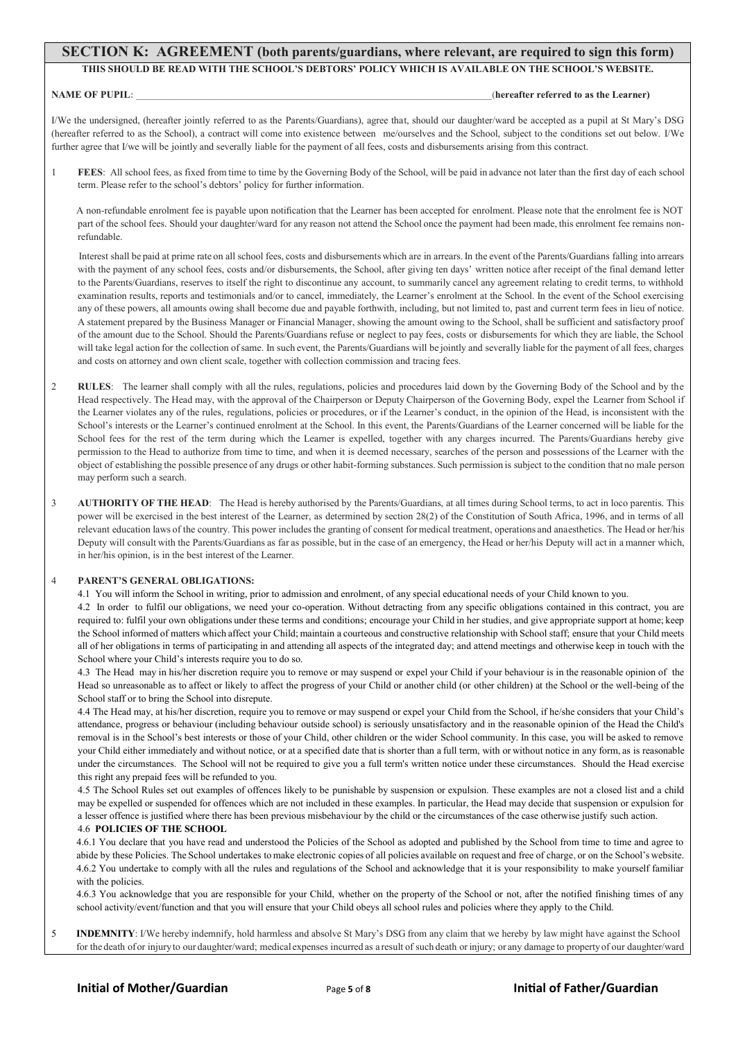## SECTION K: AGREEMENT (both parents/guardians, where relevant, are required to sign this form)

**THIS SHOULD BE READ WITH THE SCHOOL'S DEBTORS' POLICY WHICH IS AVAILABLE ON THE SCHOOL'S WEBSITE.**

**NAME OF PUPIL**: ______________________________________________________________(**hereafter referred to as the Learner)**

I/We the undersigned, (hereafter jointly referred to as the Parents/Guardians), agree that, should our daughter/ward be accepted as a pupil at St Mary's DSG (hereafter referred to as the School), a contract will come into existence between me/ourselves and the School, subject to the conditions set out below. I/We further agree that I/we will be jointly and severally liable for the payment of all fees, costs and disbursements arising from this contract.

1 **FEES**: All school fees, as fixed from time to time by the Governing Body of the School, will be paid in advance not later than the first day of each school term. Please refer to the school's debtors' policy for further information.

A non-refundable enrolment fee is payable upon notification that the Learner has been accepted for enrolment. Please note that the enrolment fee is NOT part of the school fees. Should your daughter/ward for any reason not attend the School once the payment had been made, this enrolment fee remains non-refundable.

Interest shall be paid at prime rate on all school fees, costs and disbursements which are in arrears. In the event of the Parents/Guardians falling into arrears with the payment of any school fees, costs and/or disbursements, the School, after giving ten days' written notice after receipt of the final demand letter to the Parents/Guardians, reserves to itself the right to discontinue any account, to summarily cancel any agreement relating to credit terms, to withhold examination results, reports and testimonials and/or to cancel, immediately, the Learner's enrolment at the School. In the event of the School exercising any of these powers, all amounts owing shall become due and payable forthwith, including, but not limited to, past and current term fees in lieu of notice. A statement prepared by the Business Manager or Financial Manager, showing the amount owing to the School, shall be sufficient and satisfactory proof of the amount due to the School. Should the Parents/Guardians refuse or neglect to pay fees, costs or disbursements for which they are liable, the School will take legal action for the collection of same. In such event, the Parents/Guardians will be jointly and severally liable for the payment of all fees, charges and costs on attorney and own client scale, together with collection commission and tracing fees.

2 **RULES**: The learner shall comply with all the rules, regulations, policies and procedures laid down by the Governing Body of the School and by the Head respectively. The Head may, with the approval of the Chairperson or Deputy Chairperson of the Governing Body, expel the Learner from School if the Learner violates any of the rules, regulations, policies or procedures, or if the Learner's conduct, in the opinion of the Head, is inconsistent with the School's interests or the Learner's continued enrolment at the School. In this event, the Parents/Guardians of the Learner concerned will be liable for the School fees for the rest of the term during which the Learner is expelled, together with any charges incurred. The Parents/Guardians hereby give permission to the Head to authorize from time to time, and when it is deemed necessary, searches of the person and possessions of the Learner with the object of establishing the possible presence of any drugs or other habit-forming substances. Such permission is subject to the condition that no male person may perform such a search.

3 **AUTHORITY OF THE HEAD**: The Head is hereby authorised by the Parents/Guardians, at all times during School terms, to act in loco parentis. This power will be exercised in the best interest of the Learner, as determined by section 28(2) of the Constitution of South Africa, 1996, and in terms of all relevant education laws of the country. This power includes the granting of consent for medical treatment, operations and anaesthetics. The Head or her/his Deputy will consult with the Parents/Guardians as far as possible, but in the case of an emergency, the Head or her/his Deputy will act in a manner which, in her/his opinion, is in the best interest of the Learner.

4 **PARENT'S GENERAL OBLIGATIONS:**

4.1 You will inform the School in writing, prior to admission and enrolment, of any special educational needs of your Child known to you.

4.2 In order to fulfil our obligations, we need your co-operation. Without detracting from any specific obligations contained in this contract, you are required to: fulfil your own obligations under these terms and conditions; encourage your Child in her studies, and give appropriate support at home; keep the School informed of matters which affect your Child; maintain a courteous and constructive relationship with School staff; ensure that your Child meets all of her obligations in terms of participating in and attending all aspects of the integrated day; and attend meetings and otherwise keep in touch with the School where your Child's interests require you to do so.

4.3 The Head may in his/her discretion require you to remove or may suspend or expel your Child if your behaviour is in the reasonable opinion of the Head so unreasonable as to affect or likely to affect the progress of your Child or another child (or other children) at the School or the well-being of the School staff or to bring the School into disrepute.

4.4 The Head may, at his/her discretion, require you to remove or may suspend or expel your Child from the School, if he/she considers that your Child's attendance, progress or behaviour (including behaviour outside school) is seriously unsatisfactory and in the reasonable opinion of the Head the Child's removal is in the School's best interests or those of your Child, other children or the wider School community. In this case, you will be asked to remove your Child either immediately and without notice, or at a specified date that is shorter than a full term, with or without notice in any form, as is reasonable under the circumstances. The School will not be required to give you a full term's written notice under these circumstances. Should the Head exercise this right any prepaid fees will be refunded to you.

4.5 The School Rules set out examples of offences likely to be punishable by suspension or expulsion. These examples are not a closed list and a child may be expelled or suspended for offences which are not included in these examples. In particular, the Head may decide that suspension or expulsion for a lesser offence is justified where there has been previous misbehaviour by the child or the circumstances of the case otherwise justify such action.

4.6 **POLICIES OF THE SCHOOL**

4.6.1 You declare that you have read and understood the Policies of the School as adopted and published by the School from time to time and agree to abide by these Policies. The School undertakes to make electronic copies of all policies available on request and free of charge, or on the School's website.

4.6.2 You undertake to comply with all the rules and regulations of the School and acknowledge that it is your responsibility to make yourself familiar with the policies.

4.6.3 You acknowledge that you are responsible for your Child, whether on the property of the School or not, after the notified finishing times of any school activity/event/function and that you will ensure that your Child obeys all school rules and policies where they apply to the Child.

5 **INDEMNITY**: I/We hereby indemnify, hold harmless and absolve St Mary's DSG from any claim that we hereby by law might have against the School for the death of or injury to our daughter/ward; medical expenses incurred as a result of such death or injury; or any damage to property of our daughter/ward

**Initial of Mother/Guardian** **Initial of Father/Guardian**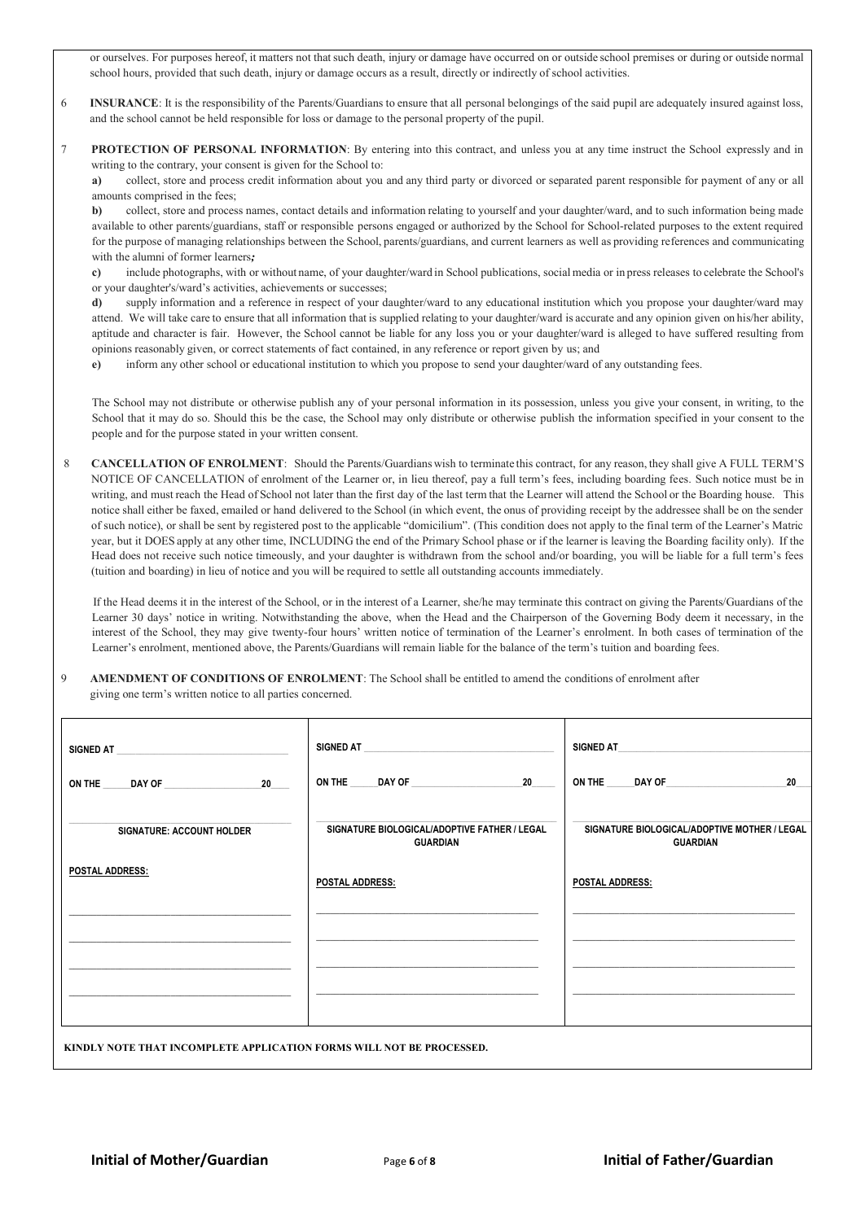or ourselves. For purposes hereof, it matters not that such death, injury or damage have occurred on or outside school premises or during or outside normal school hours, provided that such death, injury or damage occurs as a result, directly or indirectly of school activities.

6 **INSURANCE**: It is the responsibility of the Parents/Guardians to ensure that all personal belongings of the said pupil are adequately insured against loss, and the school cannot be held responsible for loss or damage to the personal property of the pupil.

7 **PROTECTION OF PERSONAL INFORMATION**: By entering into this contract, and unless you at any time instruct the School expressly and in writing to the contrary, your consent is given for the School to:

**a)** collect, store and process credit information about you and any third party or divorced or separated parent responsible for payment of any or all amounts comprised in the fees;

**b)** collect, store and process names, contact details and information relating to yourself and your daughter/ward, and to such information being made available to other parents/guardians, staff or responsible persons engaged or authorized by the School for School-related purposes to the extent required for the purpose of managing relationships between the School, parents/guardians, and current learners as well as providing references and communicating with the alumni of former learners*;*

**c)** include photographs, with or without name, of your daughter/ward in School publications, social media or in press releases to celebrate the School's or your daughter's/ward's activities, achievements or successes;

**d)** supply information and a reference in respect of your daughter/ward to any educational institution which you propose your daughter/ward may attend. We will take care to ensure that all information that is supplied relating to your daughter/ward is accurate and any opinion given on his/her ability, aptitude and character is fair. However, the School cannot be liable for any loss you or your daughter/ward is alleged to have suffered resulting from opinions reasonably given, or correct statements of fact contained, in any reference or report given by us; and

**e)** inform any other school or educational institution to which you propose to send your daughter/ward of any outstanding fees.

The School may not distribute or otherwise publish any of your personal information in its possession, unless you give your consent, in writing, to the School that it may do so. Should this be the case, the School may only distribute or otherwise publish the information specified in your consent to the people and for the purpose stated in your written consent.

8 **CANCELLATION OF ENROLMENT**: Should the Parents/Guardians wish to terminate this contract, for any reason, they shall give A FULL TERM'S NOTICE OF CANCELLATION of enrolment of the Learner or, in lieu thereof, pay a full term's fees, including boarding fees. Such notice must be in writing, and must reach the Head of School not later than the first day of the last term that the Learner will attend the School or the Boarding house. This notice shall either be faxed, emailed or hand delivered to the School (in which event, the onus of providing receipt by the addressee shall be on the sender of such notice), or shall be sent by registered post to the applicable "domicilium". (This condition does not apply to the final term of the Learner's Matric year, but it DOES apply at any other time, INCLUDING the end of the Primary School phase or if the learner is leaving the Boarding facility only). If the Head does not receive such notice timeously, and your daughter is withdrawn from the school and/or boarding, you will be liable for a full term's fees (tuition and boarding) in lieu of notice and you will be required to settle all outstanding accounts immediately.

If the Head deems it in the interest of the School, or in the interest of a Learner, she/he may terminate this contract on giving the Parents/Guardians of the Learner 30 days' notice in writing. Notwithstanding the above, when the Head and the Chairperson of the Governing Body deem it necessary, in the interest of the School, they may give twenty-four hours' written notice of termination of the Learner's enrolment. In both cases of termination of the Learner's enrolment, mentioned above, the Parents/Guardians will remain liable for the balance of the term's tuition and boarding fees.

9 **AMENDMENT OF CONDITIONS OF ENROLMENT**: The School shall be entitled to amend the conditions of enrolment after giving one term's written notice to all parties concerned.

| | | |
|---|---|---|
| SIGNED AT ______________ | SIGNED AT ______________ | SIGNED AT ______________ |
| ON THE ____ DAY OF ____________ 20___ | ON THE ____ DAY OF ____________ 20___ | ON THE ____ DAY OF ____________ 20___ |
| ______________ SIGNATURE: ACCOUNT HOLDER | ______________ SIGNATURE BIOLOGICAL/ADOPTIVE FATHER / LEGAL GUARDIAN | ______________ SIGNATURE BIOLOGICAL/ADOPTIVE MOTHER / LEGAL GUARDIAN |
| POSTAL ADDRESS: | POSTAL ADDRESS: | POSTAL ADDRESS: |
| ______________ | ______________ | ______________ |
| ______________ | ______________ | ______________ |
| ______________ | ______________ | ______________ |
| ______________ | ______________ | ______________ |

**KINDLY NOTE THAT INCOMPLETE APPLICATION FORMS WILL NOT BE PROCESSED.**

**Initial of Mother/Guardian** **Initial of Father/Guardian**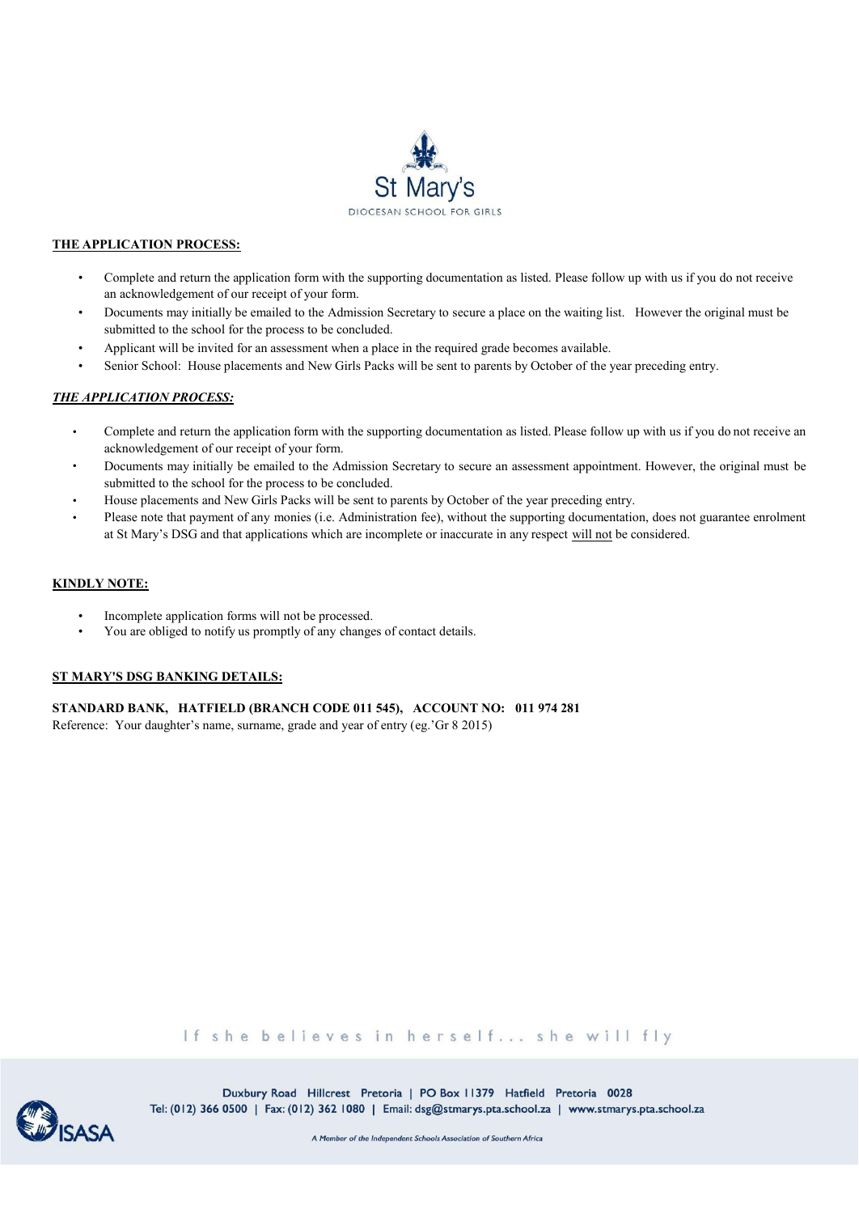St Mary's

DIOCESAN SCHOOL FOR GIRLS

**THE APPLICATION PROCESS:**

- Complete and return the application form with the supporting documentation as listed. Please follow up with us if you do not receive an acknowledgement of our receipt of your form.
- Documents may initially be emailed to the Admission Secretary to secure a place on the waiting list. However the original must be submitted to the school for the process to be concluded.
- Applicant will be invited for an assessment when a place in the required grade becomes available.
- Senior School: House placements and New Girls Packs will be sent to parents by October of the year preceding entry.

***THE APPLICATION PROCESS:***

- Complete and return the application form with the supporting documentation as listed. Please follow up with us if you do not receive an acknowledgement of our receipt of your form.
- Documents may initially be emailed to the Admission Secretary to secure an assessment appointment. However, the original must be submitted to the school for the process to be concluded.
- House placements and New Girls Packs will be sent to parents by October of the year preceding entry.
- Please note that payment of any monies (i.e. Administration fee), without the supporting documentation, does not guarantee enrolment at St Mary's DSG and that applications which are incomplete or inaccurate in any respect will not be considered.

**KINDLY NOTE:**

- Incomplete application forms will not be processed.
- You are obliged to notify us promptly of any changes of contact details.

**ST MARY'S DSG BANKING DETAILS:**

**STANDARD BANK, HATFIELD (BRANCH CODE 011 545), ACCOUNT NO: 011 974 281**

Reference: Your daughter's name, surname, grade and year of entry (eg.'Gr 8 2015)

If she believes in herself... she will fly

Duxbury Road Hillcrest Pretoria | PO Box 11379 Hatfield Pretoria 0028
Tel: (012) 366 0500 | Fax: (012) 362 1080 | Email: dsg@stmarys.pta.school.za | www.stmarys.pta.school.za

ISASA

A Member of the Independent Schools Association of Southern Africa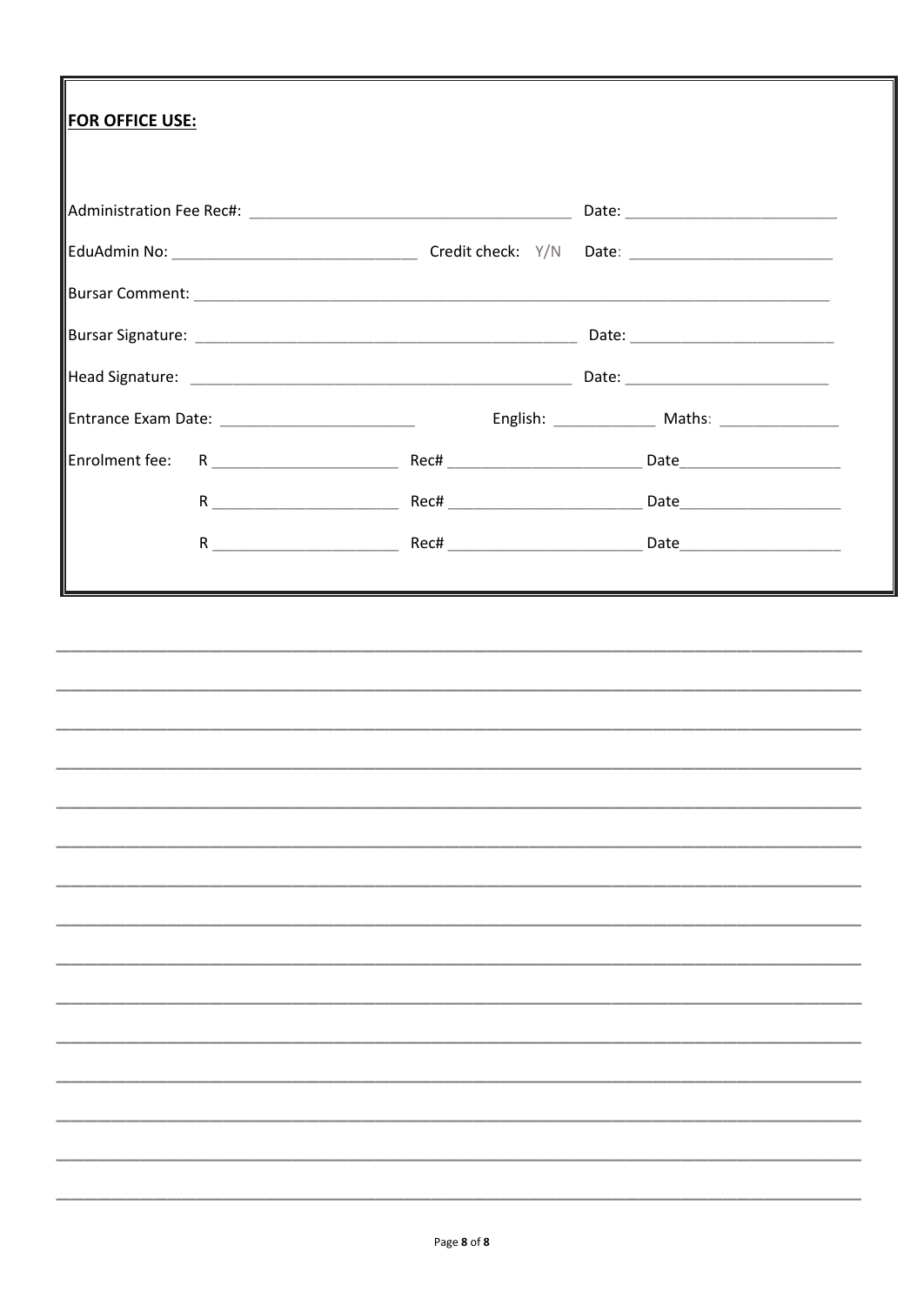**FOR OFFICE USE:**

Administration Fee Rec#: ________________________________________ Date: ___________________________

EduAdmin No: ______________________________ Credit check: Y/N Date: ___________________________

Bursar Comment: ________________________________________________________________________________

Bursar Signature: ________________________________________________ Date: ___________________________

Head Signature: ________________________________________________ Date: ___________________________

Entrance Exam Date: ________________________ English: _____________ Maths: _______________

Enrolment fee: R ______________________ Rec# ________________________ Date____________________

R ______________________ Rec# ________________________ Date____________________

R ______________________ Rec# ________________________ Date____________________

_______________________________________________________________________________________________

_______________________________________________________________________________________________

_______________________________________________________________________________________________

_______________________________________________________________________________________________

_______________________________________________________________________________________________

_______________________________________________________________________________________________

_______________________________________________________________________________________________

_______________________________________________________________________________________________

_______________________________________________________________________________________________

_______________________________________________________________________________________________

_______________________________________________________________________________________________

_______________________________________________________________________________________________

_______________________________________________________________________________________________

_______________________________________________________________________________________________

_______________________________________________________________________________________________